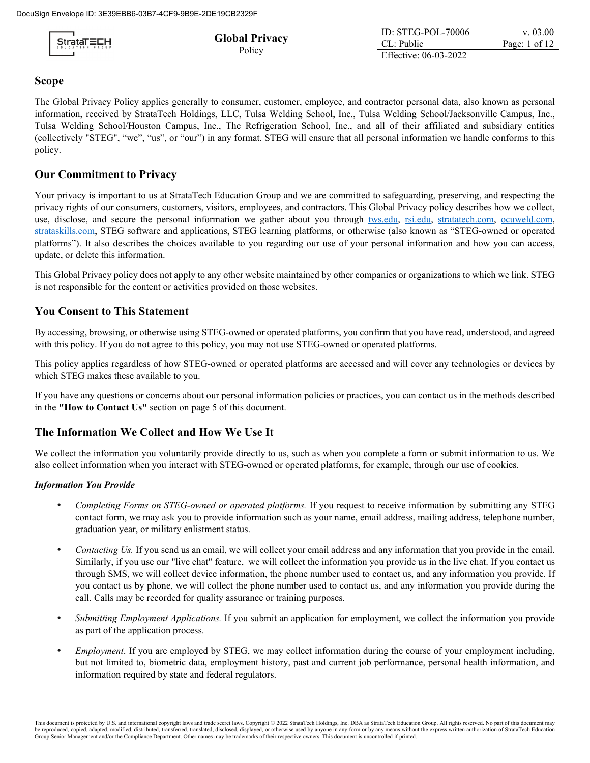# Global Privacy Policy

| ID: STEG-POL-70006 | v. 03.00 |
|---|---|
| CL: Public | |
| Effective: 06-03-2022 | |

## Scope

The Global Privacy Policy applies generally to consumer, customer, employee, and contractor personal data, also known as personal information, received by StrataTech Holdings, LLC, Tulsa Welding School, Inc., Tulsa Welding School/Jacksonville Campus, Inc., Tulsa Welding School/Houston Campus, Inc., The Refrigeration School, Inc., and all of their affiliated and subsidiary entities (collectively "STEG", "we", "us", or "our") in any format. STEG will ensure that all personal information we handle conforms to this policy.

## Our Commitment to Privacy

Your privacy is important to us at StrataTech Education Group and we are committed to safeguarding, preserving, and respecting the privacy rights of our consumers, customers, visitors, employees, and contractors. This Global Privacy policy describes how we collect, use, disclose, and secure the personal information we gather about you through tws.edu, rsi.edu, stratatech.com, ocuweld.com, strataskills.com, STEG software and applications, STEG learning platforms, or otherwise (also known as "STEG-owned or operated platforms"). It also describes the choices available to you regarding our use of your personal information and how you can access, update, or delete this information.

This Global Privacy policy does not apply to any other website maintained by other companies or organizations to which we link. STEG is not responsible for the content or activities provided on those websites.

## You Consent to This Statement

By accessing, browsing, or otherwise using STEG-owned or operated platforms, you confirm that you have read, understood, and agreed with this policy. If you do not agree to this policy, you may not use STEG-owned or operated platforms.

This policy applies regardless of how STEG-owned or operated platforms are accessed and will cover any technologies or devices by which STEG makes these available to you.

If you have any questions or concerns about our personal information policies or practices, you can contact us in the methods described in the **"How to Contact Us"** section on page 5 of this document.

## The Information We Collect and How We Use It

We collect the information you voluntarily provide directly to us, such as when you complete a form or submit information to us. We also collect information when you interact with STEG-owned or operated platforms, for example, through our use of cookies.

***Information You Provide***

- *Completing Forms on STEG-owned or operated platforms.* If you request to receive information by submitting any STEG contact form, we may ask you to provide information such as your name, email address, mailing address, telephone number, graduation year, or military enlistment status.
- *Contacting Us.* If you send us an email, we will collect your email address and any information that you provide in the email. Similarly, if you use our "live chat" feature, we will collect the information you provide us in the live chat. If you contact us through SMS, we will collect device information, the phone number used to contact us, and any information you provide. If you contact us by phone, we will collect the phone number used to contact us, and any information you provide during the call. Calls may be recorded for quality assurance or training purposes.
- *Submitting Employment Applications.* If you submit an application for employment, we collect the information you provide as part of the application process.
- *Employment*. If you are employed by STEG, we may collect information during the course of your employment including, but not limited to, biometric data, employment history, past and current job performance, personal health information, and information required by state and federal regulators.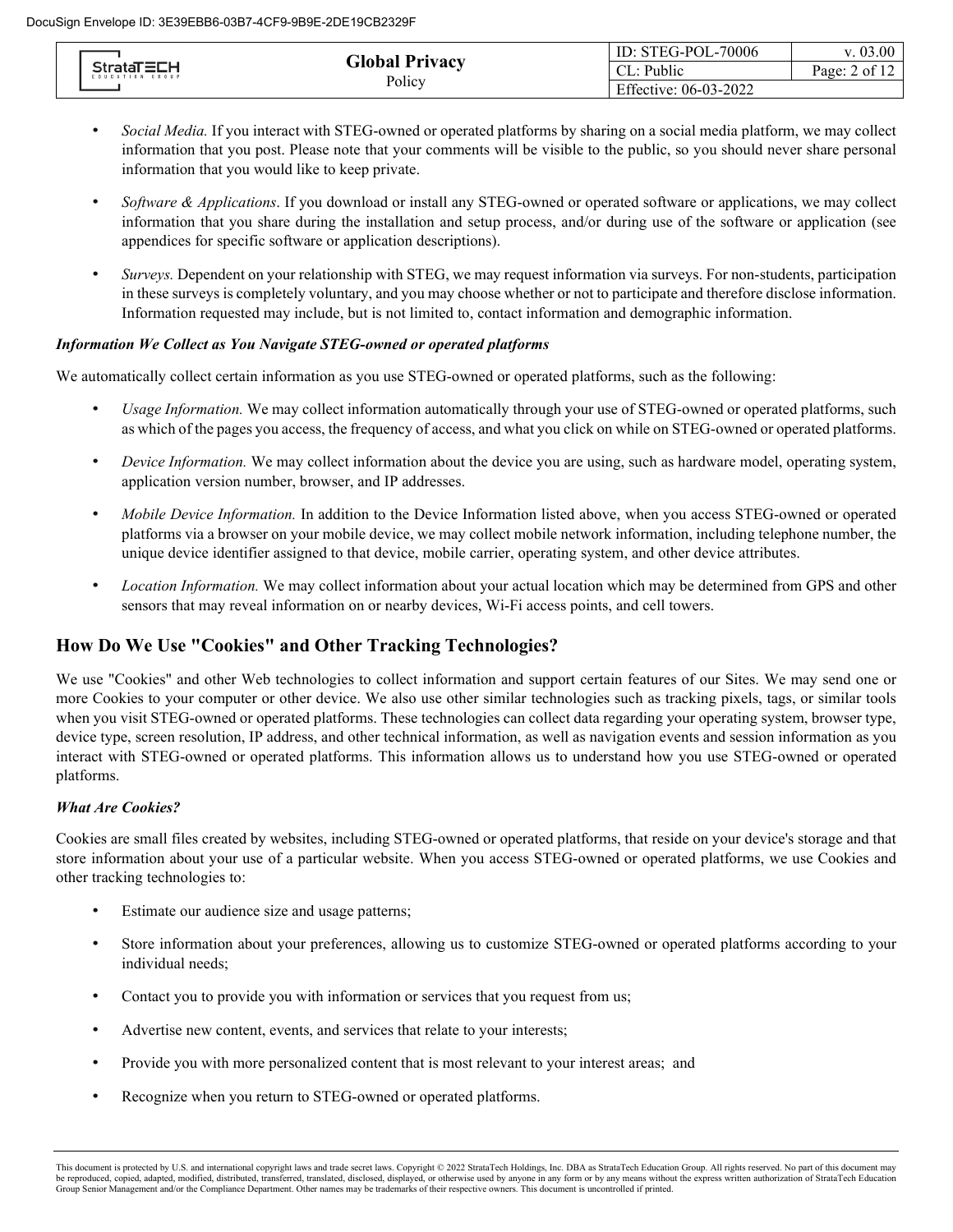- *Social Media.* If you interact with STEG-owned or operated platforms by sharing on a social media platform, we may collect information that you post. Please note that your comments will be visible to the public, so you should never share personal information that you would like to keep private.

- *Software & Applications*. If you download or install any STEG-owned or operated software or applications, we may collect information that you share during the installation and setup process, and/or during use of the software or application (see appendices for specific software or application descriptions).

- *Surveys.* Dependent on your relationship with STEG, we may request information via surveys. For non-students, participation in these surveys is completely voluntary, and you may choose whether or not to participate and therefore disclose information. Information requested may include, but is not limited to, contact information and demographic information.

***Information We Collect as You Navigate STEG-owned or operated platforms***

We automatically collect certain information as you use STEG-owned or operated platforms, such as the following:

- *Usage Information.* We may collect information automatically through your use of STEG-owned or operated platforms, such as which of the pages you access, the frequency of access, and what you click on while on STEG-owned or operated platforms.

- *Device Information.* We may collect information about the device you are using, such as hardware model, operating system, application version number, browser, and IP addresses.

- *Mobile Device Information.* In addition to the Device Information listed above, when you access STEG-owned or operated platforms via a browser on your mobile device, we may collect mobile network information, including telephone number, the unique device identifier assigned to that device, mobile carrier, operating system, and other device attributes.

- *Location Information.* We may collect information about your actual location which may be determined from GPS and other sensors that may reveal information on or nearby devices, Wi-Fi access points, and cell towers.

## How Do We Use "Cookies" and Other Tracking Technologies?

We use "Cookies" and other Web technologies to collect information and support certain features of our Sites. We may send one or more Cookies to your computer or other device. We also use other similar technologies such as tracking pixels, tags, or similar tools when you visit STEG-owned or operated platforms. These technologies can collect data regarding your operating system, browser type, device type, screen resolution, IP address, and other technical information, as well as navigation events and session information as you interact with STEG-owned or operated platforms. This information allows us to understand how you use STEG-owned or operated platforms.

***What Are Cookies?***

Cookies are small files created by websites, including STEG-owned or operated platforms, that reside on your device's storage and that store information about your use of a particular website. When you access STEG-owned or operated platforms, we use Cookies and other tracking technologies to:

- Estimate our audience size and usage patterns;

- Store information about your preferences, allowing us to customize STEG-owned or operated platforms according to your individual needs;

- Contact you to provide you with information or services that you request from us;

- Advertise new content, events, and services that relate to your interests;

- Provide you with more personalized content that is most relevant to your interest areas; and

- Recognize when you return to STEG-owned or operated platforms.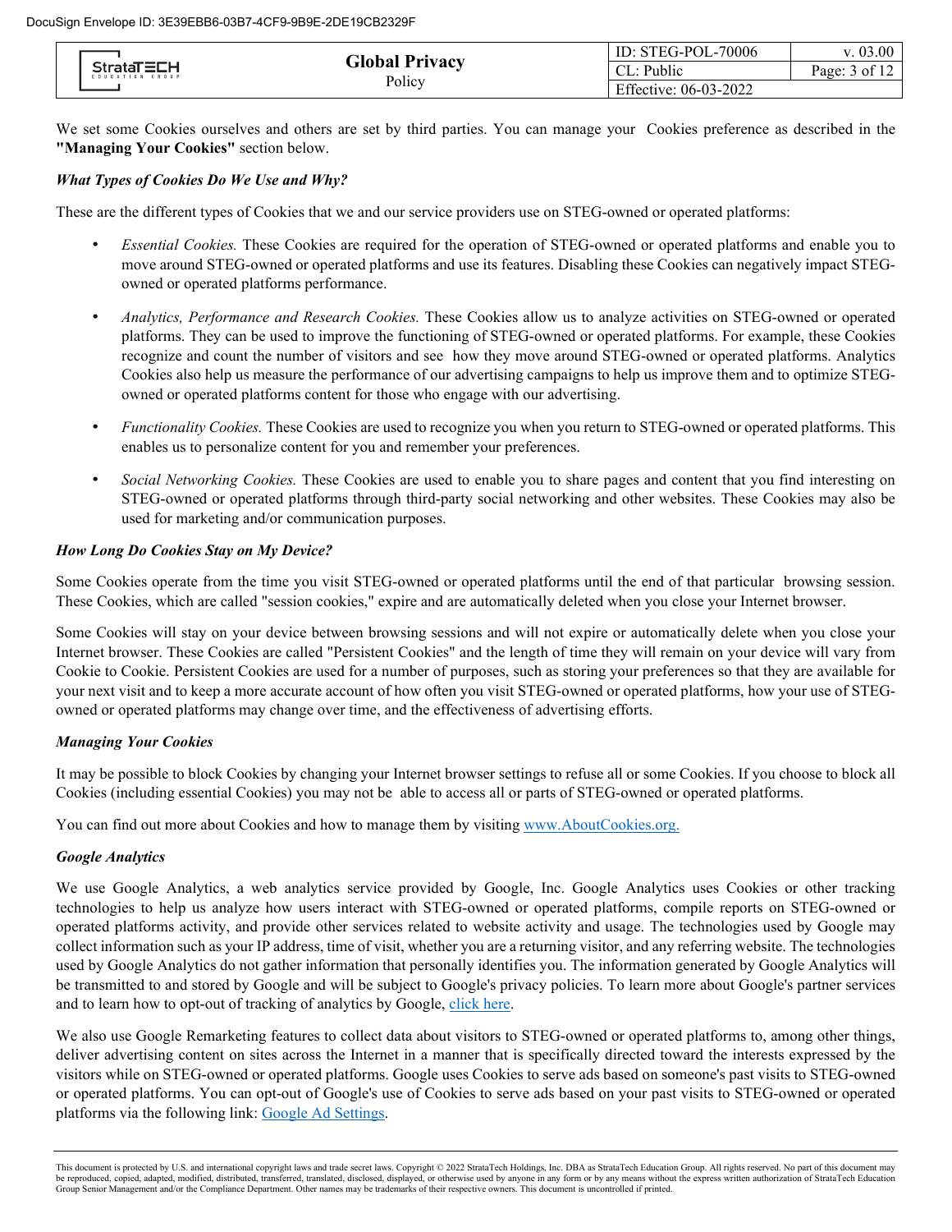We set some Cookies ourselves and others are set by third parties. You can manage your Cookies preference as described in the **"Managing Your Cookies"** section below.

***What Types of Cookies Do We Use and Why?***

These are the different types of Cookies that we and our service providers use on STEG-owned or operated platforms:

- *Essential Cookies.* These Cookies are required for the operation of STEG-owned or operated platforms and enable you to move around STEG-owned or operated platforms and use its features. Disabling these Cookies can negatively impact STEG-owned or operated platforms performance.

- *Analytics, Performance and Research Cookies.* These Cookies allow us to analyze activities on STEG-owned or operated platforms. They can be used to improve the functioning of STEG-owned or operated platforms. For example, these Cookies recognize and count the number of visitors and see how they move around STEG-owned or operated platforms. Analytics Cookies also help us measure the performance of our advertising campaigns to help us improve them and to optimize STEG-owned or operated platforms content for those who engage with our advertising.

- *Functionality Cookies.* These Cookies are used to recognize you when you return to STEG-owned or operated platforms. This enables us to personalize content for you and remember your preferences.

- *Social Networking Cookies.* These Cookies are used to enable you to share pages and content that you find interesting on STEG-owned or operated platforms through third-party social networking and other websites. These Cookies may also be used for marketing and/or communication purposes.

***How Long Do Cookies Stay on My Device?***

Some Cookies operate from the time you visit STEG-owned or operated platforms until the end of that particular browsing session. These Cookies, which are called "session cookies," expire and are automatically deleted when you close your Internet browser.

Some Cookies will stay on your device between browsing sessions and will not expire or automatically delete when you close your Internet browser. These Cookies are called "Persistent Cookies" and the length of time they will remain on your device will vary from Cookie to Cookie. Persistent Cookies are used for a number of purposes, such as storing your preferences so that they are available for your next visit and to keep a more accurate account of how often you visit STEG-owned or operated platforms, how your use of STEG-owned or operated platforms may change over time, and the effectiveness of advertising efforts.

***Managing Your Cookies***

It may be possible to block Cookies by changing your Internet browser settings to refuse all or some Cookies. If you choose to block all Cookies (including essential Cookies) you may not be able to access all or parts of STEG-owned or operated platforms.

You can find out more about Cookies and how to manage them by visiting [www.AboutCookies.org.](www.AboutCookies.org)

***Google Analytics***

We use Google Analytics, a web analytics service provided by Google, Inc. Google Analytics uses Cookies or other tracking technologies to help us analyze how users interact with STEG-owned or operated platforms, compile reports on STEG-owned or operated platforms activity, and provide other services related to website activity and usage. The technologies used by Google may collect information such as your IP address, time of visit, whether you are a returning visitor, and any referring website. The technologies used by Google Analytics do not gather information that personally identifies you. The information generated by Google Analytics will be transmitted to and stored by Google and will be subject to Google's privacy policies. To learn more about Google's partner services and to learn how to opt-out of tracking of analytics by Google, click here.

We also use Google Remarketing features to collect data about visitors to STEG-owned or operated platforms to, among other things, deliver advertising content on sites across the Internet in a manner that is specifically directed toward the interests expressed by the visitors while on STEG-owned or operated platforms. Google uses Cookies to serve ads based on someone's past visits to STEG-owned or operated platforms. You can opt-out of Google's use of Cookies to serve ads based on your past visits to STEG-owned or operated platforms via the following link: Google Ad Settings.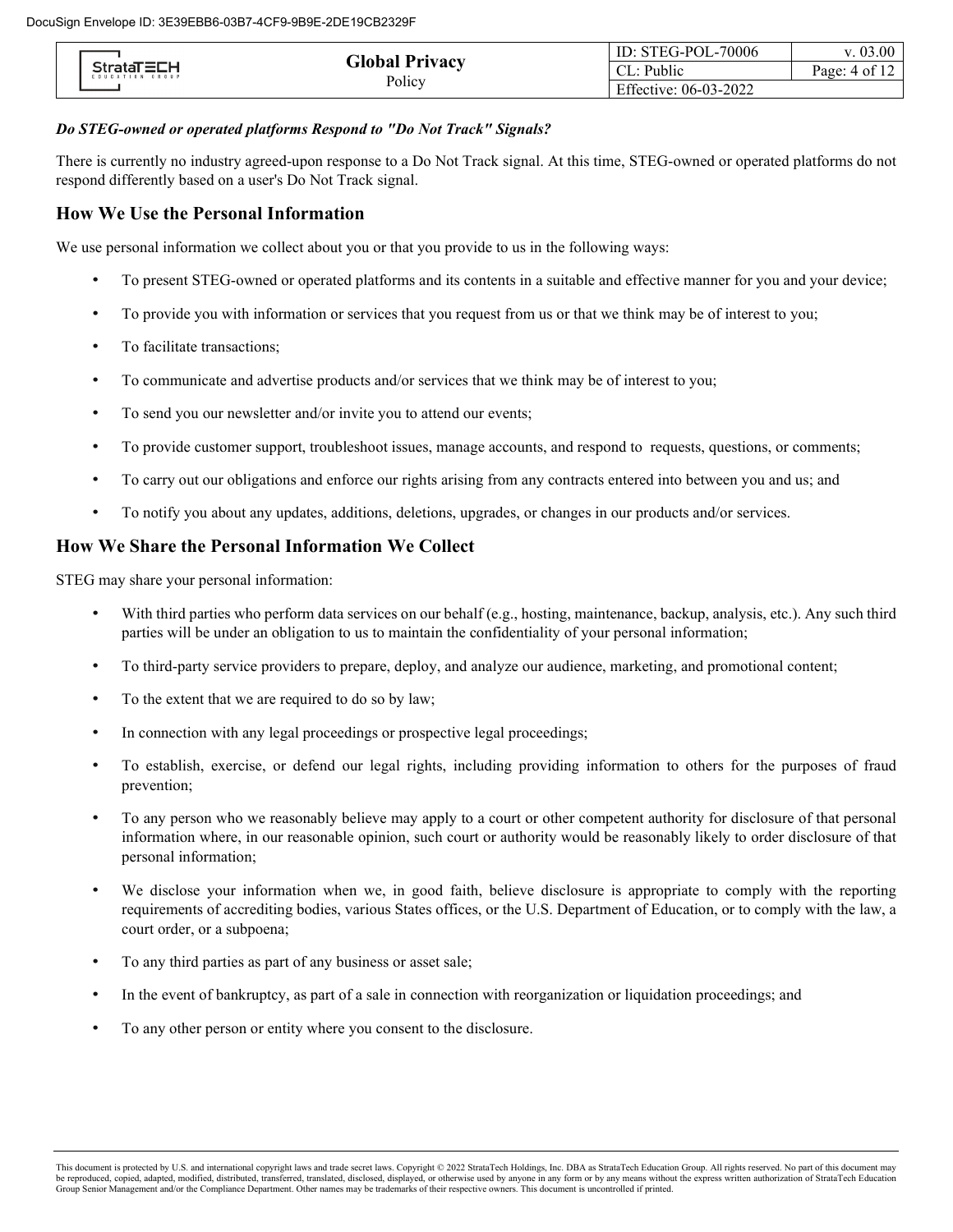***Do STEG-owned or operated platforms Respond to "Do Not Track" Signals?***

There is currently no industry agreed-upon response to a Do Not Track signal. At this time, STEG-owned or operated platforms do not respond differently based on a user's Do Not Track signal.

## How We Use the Personal Information

We use personal information we collect about you or that you provide to us in the following ways:

- To present STEG-owned or operated platforms and its contents in a suitable and effective manner for you and your device;
- To provide you with information or services that you request from us or that we think may be of interest to you;
- To facilitate transactions;
- To communicate and advertise products and/or services that we think may be of interest to you;
- To send you our newsletter and/or invite you to attend our events;
- To provide customer support, troubleshoot issues, manage accounts, and respond to requests, questions, or comments;
- To carry out our obligations and enforce our rights arising from any contracts entered into between you and us; and
- To notify you about any updates, additions, deletions, upgrades, or changes in our products and/or services.

## How We Share the Personal Information We Collect

STEG may share your personal information:

- With third parties who perform data services on our behalf (e.g., hosting, maintenance, backup, analysis, etc.). Any such third parties will be under an obligation to us to maintain the confidentiality of your personal information;
- To third-party service providers to prepare, deploy, and analyze our audience, marketing, and promotional content;
- To the extent that we are required to do so by law;
- In connection with any legal proceedings or prospective legal proceedings;
- To establish, exercise, or defend our legal rights, including providing information to others for the purposes of fraud prevention;
- To any person who we reasonably believe may apply to a court or other competent authority for disclosure of that personal information where, in our reasonable opinion, such court or authority would be reasonably likely to order disclosure of that personal information;
- We disclose your information when we, in good faith, believe disclosure is appropriate to comply with the reporting requirements of accrediting bodies, various States offices, or the U.S. Department of Education, or to comply with the law, a court order, or a subpoena;
- To any third parties as part of any business or asset sale;
- In the event of bankruptcy, as part of a sale in connection with reorganization or liquidation proceedings; and
- To any other person or entity where you consent to the disclosure.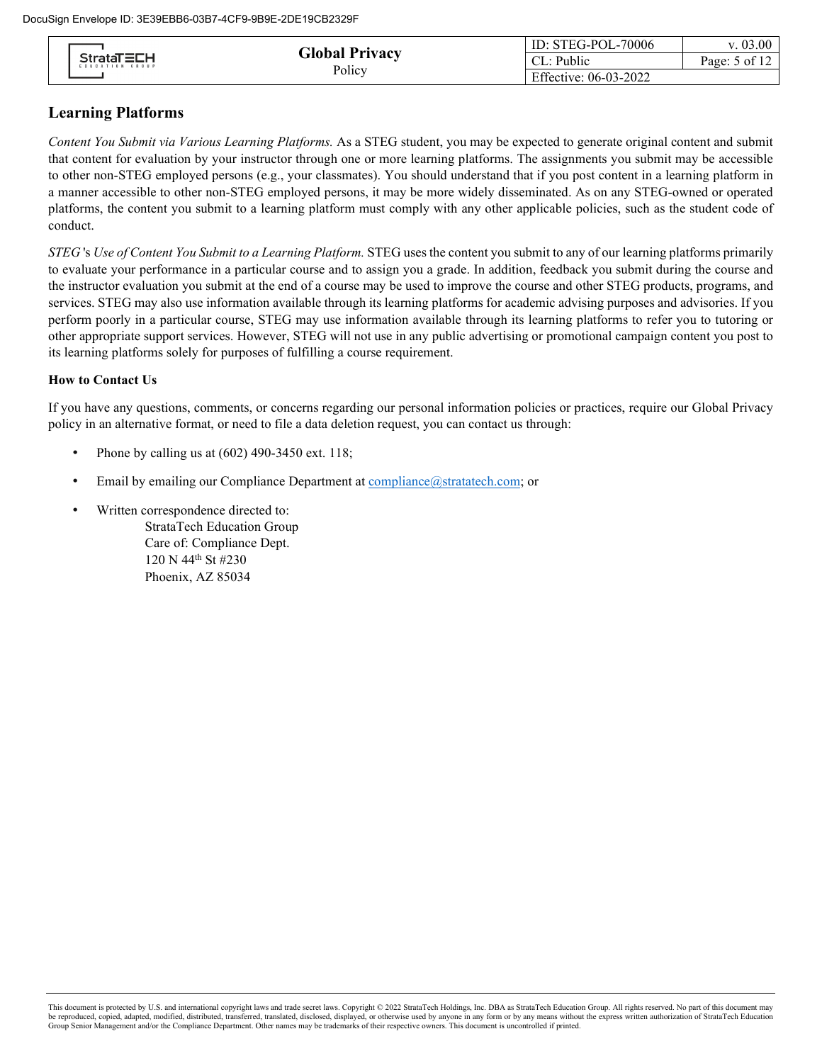## Learning Platforms

*Content You Submit via Various Learning Platforms.* As a STEG student, you may be expected to generate original content and submit that content for evaluation by your instructor through one or more learning platforms. The assignments you submit may be accessible to other non-STEG employed persons (e.g., your classmates). You should understand that if you post content in a learning platform in a manner accessible to other non-STEG employed persons, it may be more widely disseminated. As on any STEG-owned or operated platforms, the content you submit to a learning platform must comply with any other applicable policies, such as the student code of conduct.

*STEG's Use of Content You Submit to a Learning Platform.* STEG uses the content you submit to any of our learning platforms primarily to evaluate your performance in a particular course and to assign you a grade. In addition, feedback you submit during the course and the instructor evaluation you submit at the end of a course may be used to improve the course and other STEG products, programs, and services. STEG may also use information available through its learning platforms for academic advising purposes and advisories. If you perform poorly in a particular course, STEG may use information available through its learning platforms to refer you to tutoring or other appropriate support services. However, STEG will not use in any public advertising or promotional campaign content you post to its learning platforms solely for purposes of fulfilling a course requirement.

**How to Contact Us**

If you have any questions, comments, or concerns regarding our personal information policies or practices, require our Global Privacy policy in an alternative format, or need to file a data deletion request, you can contact us through:

- Phone by calling us at (602) 490-3450 ext. 118;
- Email by emailing our Compliance Department at compliance@stratatech.com; or
- Written correspondence directed to:
  StrataTech Education Group
  Care of: Compliance Dept.
  120 N 44th St #230
  Phoenix, AZ 85034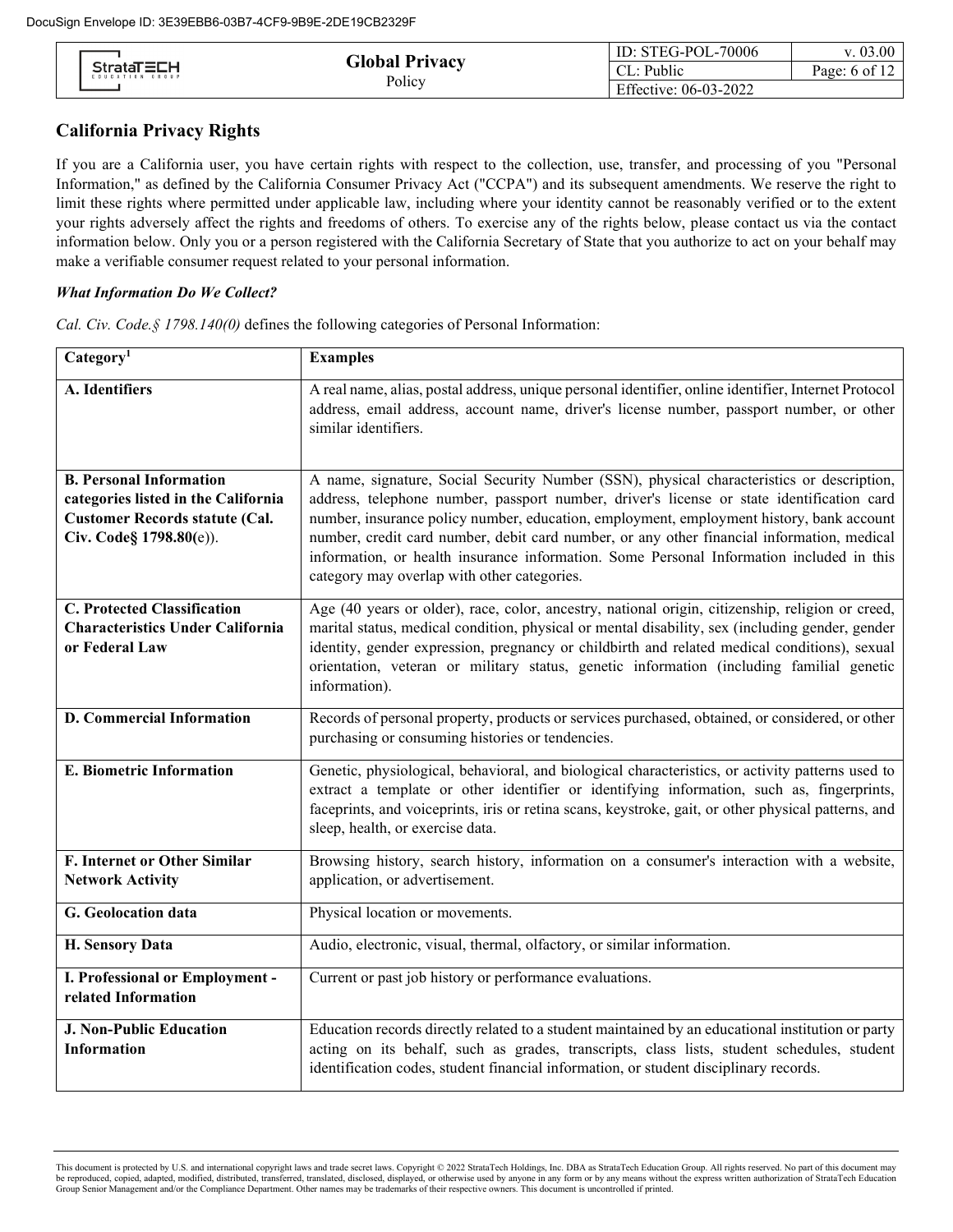## California Privacy Rights

If you are a California user, you have certain rights with respect to the collection, use, transfer, and processing of you "Personal Information," as defined by the California Consumer Privacy Act ("CCPA") and its subsequent amendments. We reserve the right to limit these rights where permitted under applicable law, including where your identity cannot be reasonably verified or to the extent your rights adversely affect the rights and freedoms of others. To exercise any of the rights below, please contact us via the contact information below. Only you or a person registered with the California Secretary of State that you authorize to act on your behalf may make a verifiable consumer request related to your personal information.

***What Information Do We Collect?***

*Cal. Civ. Code.§ 1798.140(0)* defines the following categories of Personal Information:

| Category[1] | Examples |
|---|---|
| **A. Identifiers** | A real name, alias, postal address, unique personal identifier, online identifier, Internet Protocol address, email address, account name, driver's license number, passport number, or other similar identifiers. |
| **B. Personal Information categories listed in the California Customer Records statute (Cal. Civ. Code§ 1798.80(**e)). | A name, signature, Social Security Number (SSN), physical characteristics or description, address, telephone number, passport number, driver's license or state identification card number, insurance policy number, education, employment, employment history, bank account number, credit card number, debit card number, or any other financial information, medical information, or health insurance information. Some Personal Information included in this category may overlap with other categories. |
| **C. Protected Classification Characteristics Under California or Federal Law** | Age (40 years or older), race, color, ancestry, national origin, citizenship, religion or creed, marital status, medical condition, physical or mental disability, sex (including gender, gender identity, gender expression, pregnancy or childbirth and related medical conditions), sexual orientation, veteran or military status, genetic information (including familial genetic information). |
| **D. Commercial Information** | Records of personal property, products or services purchased, obtained, or considered, or other purchasing or consuming histories or tendencies. |
| **E. Biometric Information** | Genetic, physiological, behavioral, and biological characteristics, or activity patterns used to extract a template or other identifier or identifying information, such as, fingerprints, faceprints, and voiceprints, iris or retina scans, keystroke, gait, or other physical patterns, and sleep, health, or exercise data. |
| **F. Internet or Other Similar Network Activity** | Browsing history, search history, information on a consumer's interaction with a website, application, or advertisement. |
| **G. Geolocation data** | Physical location or movements. |
| **H. Sensory Data** | Audio, electronic, visual, thermal, olfactory, or similar information. |
| **I. Professional or Employment - related Information** | Current or past job history or performance evaluations. |
| **J. Non-Public Education Information** | Education records directly related to a student maintained by an educational institution or party acting on its behalf, such as grades, transcripts, class lists, student schedules, student identification codes, student financial information, or student disciplinary records. |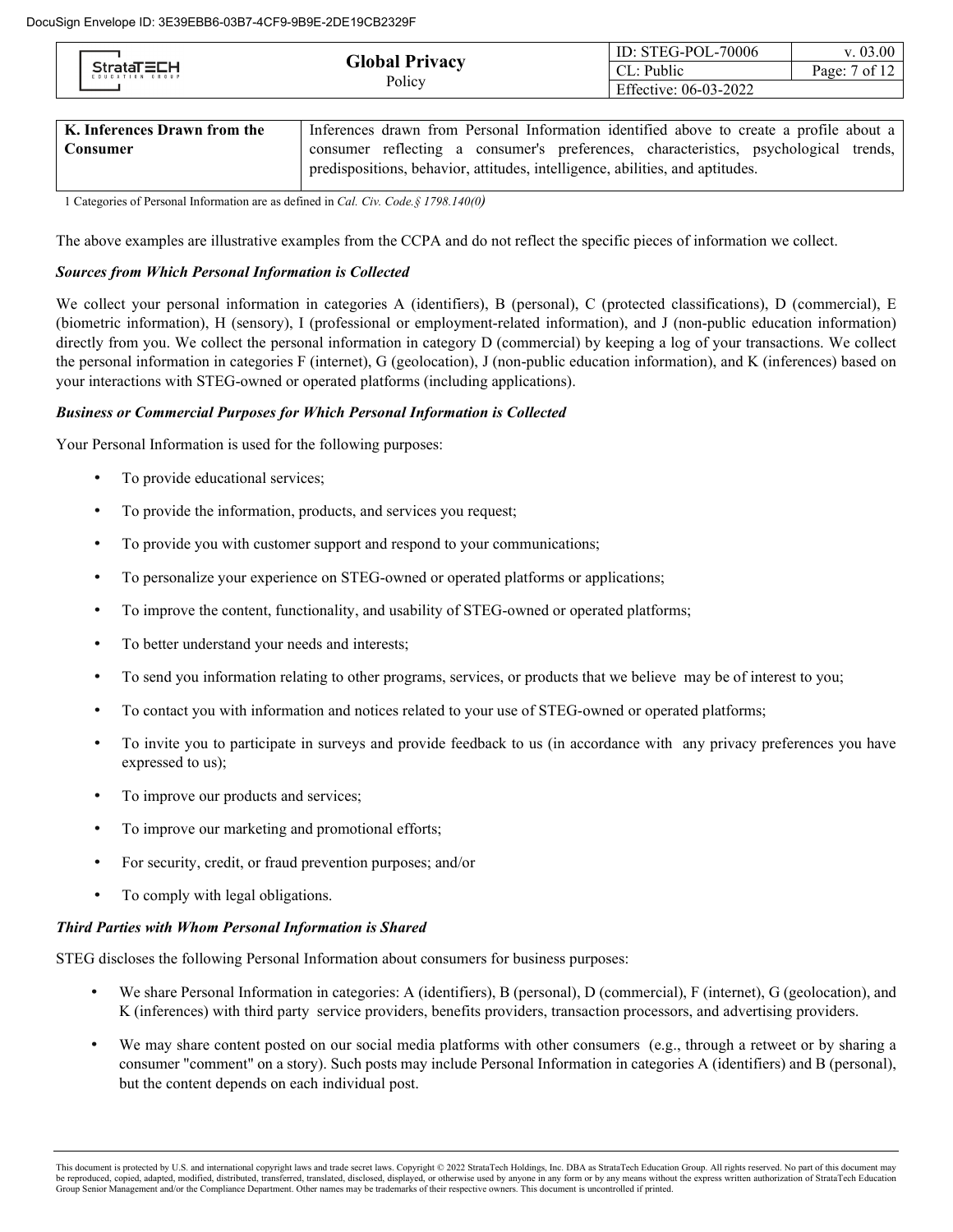| K. Inferences Drawn from the Consumer | Inferences drawn from Personal Information identified above to create a profile about a consumer reflecting a consumer's preferences, characteristics, psychological trends, predispositions, behavior, attitudes, intelligence, abilities, and aptitudes. |
|---|---|

1 Categories of Personal Information are as defined in *Cal. Civ. Code.§ 1798.140(0)*

The above examples are illustrative examples from the CCPA and do not reflect the specific pieces of information we collect.

***Sources from Which Personal Information is Collected***

We collect your personal information in categories A (identifiers), B (personal), C (protected classifications), D (commercial), E (biometric information), H (sensory), I (professional or employment-related information), and J (non-public education information) directly from you. We collect the personal information in category D (commercial) by keeping a log of your transactions. We collect the personal information in categories F (internet), G (geolocation), J (non-public education information), and K (inferences) based on your interactions with STEG-owned or operated platforms (including applications).

***Business or Commercial Purposes for Which Personal Information is Collected***

Your Personal Information is used for the following purposes:

- To provide educational services;
- To provide the information, products, and services you request;
- To provide you with customer support and respond to your communications;
- To personalize your experience on STEG-owned or operated platforms or applications;
- To improve the content, functionality, and usability of STEG-owned or operated platforms;
- To better understand your needs and interests;
- To send you information relating to other programs, services, or products that we believe may be of interest to you;
- To contact you with information and notices related to your use of STEG-owned or operated platforms;
- To invite you to participate in surveys and provide feedback to us (in accordance with any privacy preferences you have expressed to us);
- To improve our products and services;
- To improve our marketing and promotional efforts;
- For security, credit, or fraud prevention purposes; and/or
- To comply with legal obligations.

***Third Parties with Whom Personal Information is Shared***

STEG discloses the following Personal Information about consumers for business purposes:

- We share Personal Information in categories: A (identifiers), B (personal), D (commercial), F (internet), G (geolocation), and K (inferences) with third party service providers, benefits providers, transaction processors, and advertising providers.
- We may share content posted on our social media platforms with other consumers (e.g., through a retweet or by sharing a consumer "comment" on a story). Such posts may include Personal Information in categories A (identifiers) and B (personal), but the content depends on each individual post.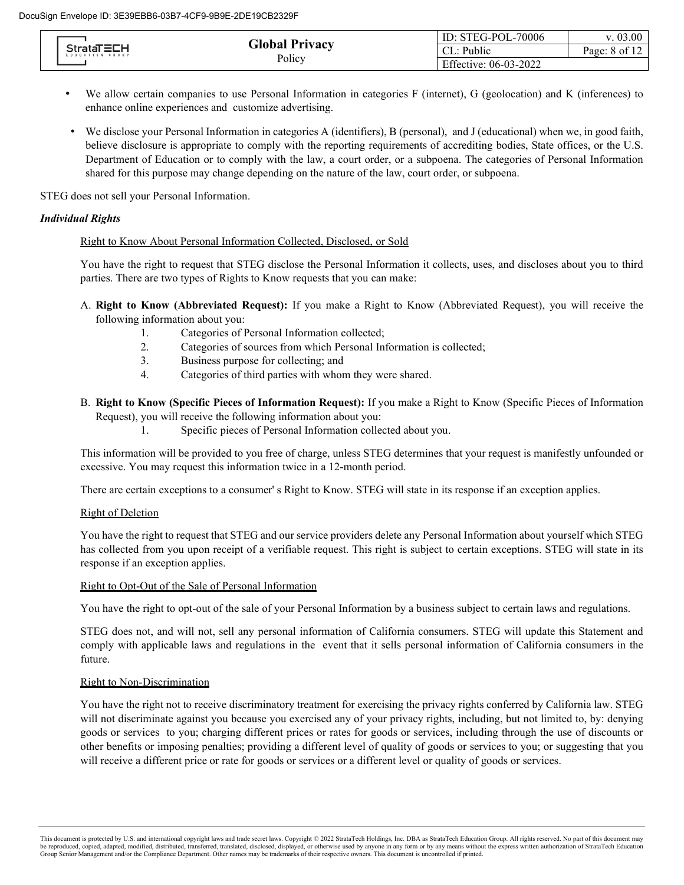- We allow certain companies to use Personal Information in categories F (internet), G (geolocation) and K (inferences) to enhance online experiences and customize advertising.
- We disclose your Personal Information in categories A (identifiers), B (personal), and J (educational) when we, in good faith, believe disclosure is appropriate to comply with the reporting requirements of accrediting bodies, State offices, or the U.S. Department of Education or to comply with the law, a court order, or a subpoena. The categories of Personal Information shared for this purpose may change depending on the nature of the law, court order, or subpoena.

STEG does not sell your Personal Information.

***Individual Rights***

Right to Know About Personal Information Collected, Disclosed, or Sold

You have the right to request that STEG disclose the Personal Information it collects, uses, and discloses about you to third parties. There are two types of Rights to Know requests that you can make:

A. **Right to Know (Abbreviated Request):** If you make a Right to Know (Abbreviated Request), you will receive the following information about you:
    1. Categories of Personal Information collected;
    2. Categories of sources from which Personal Information is collected;
    3. Business purpose for collecting; and
    4. Categories of third parties with whom they were shared.

B. **Right to Know (Specific Pieces of Information Request):** If you make a Right to Know (Specific Pieces of Information Request), you will receive the following information about you:
    1. Specific pieces of Personal Information collected about you.

This information will be provided to you free of charge, unless STEG determines that your request is manifestly unfounded or excessive. You may request this information twice in a 12-month period.

There are certain exceptions to a consumer' s Right to Know. STEG will state in its response if an exception applies.

Right of Deletion

You have the right to request that STEG and our service providers delete any Personal Information about yourself which STEG has collected from you upon receipt of a verifiable request. This right is subject to certain exceptions. STEG will state in its response if an exception applies.

Right to Opt-Out of the Sale of Personal Information

You have the right to opt-out of the sale of your Personal Information by a business subject to certain laws and regulations.

STEG does not, and will not, sell any personal information of California consumers. STEG will update this Statement and comply with applicable laws and regulations in the event that it sells personal information of California consumers in the future.

Right to Non-Discrimination

You have the right not to receive discriminatory treatment for exercising the privacy rights conferred by California law. STEG will not discriminate against you because you exercised any of your privacy rights, including, but not limited to, by: denying goods or services to you; charging different prices or rates for goods or services, including through the use of discounts or other benefits or imposing penalties; providing a different level of quality of goods or services to you; or suggesting that you will receive a different price or rate for goods or services or a different level or quality of goods or services.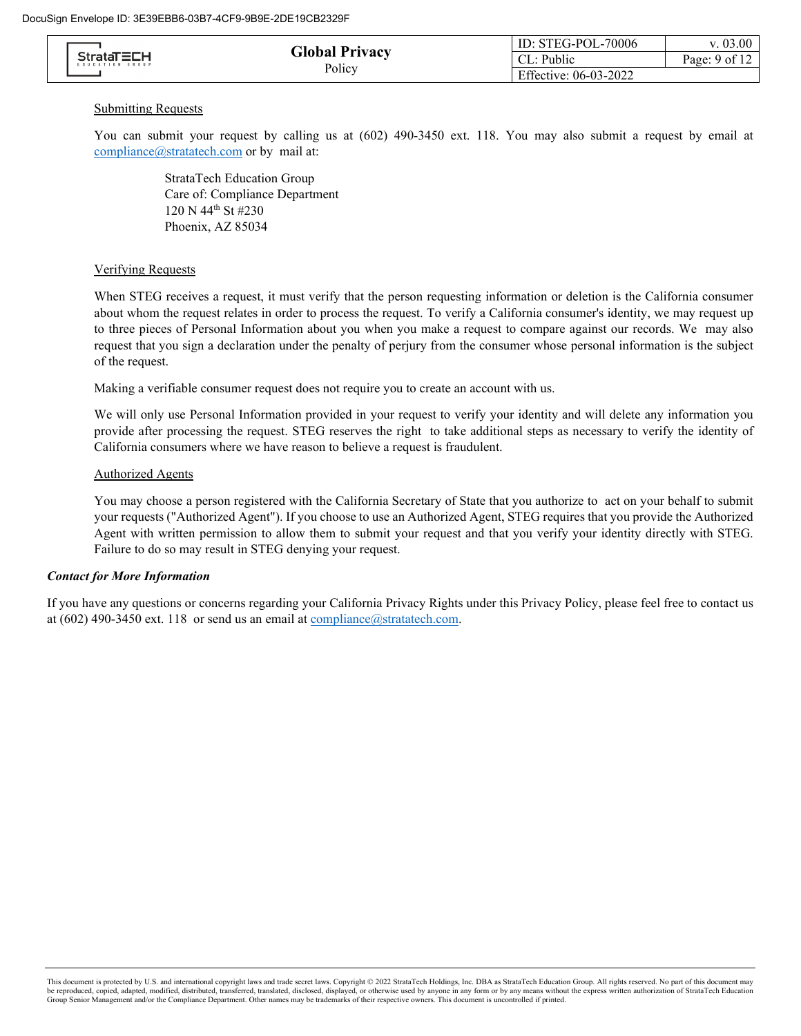Submitting Requests

You can submit your request by calling us at (602) 490-3450 ext. 118. You may also submit a request by email at compliance@stratatech.com or by mail at:

StrataTech Education Group
Care of: Compliance Department
120 N 44th St #230
Phoenix, AZ 85034

Verifying Requests

When STEG receives a request, it must verify that the person requesting information or deletion is the California consumer about whom the request relates in order to process the request. To verify a California consumer's identity, we may request up to three pieces of Personal Information about you when you make a request to compare against our records. We may also request that you sign a declaration under the penalty of perjury from the consumer whose personal information is the subject of the request.

Making a verifiable consumer request does not require you to create an account with us.

We will only use Personal Information provided in your request to verify your identity and will delete any information you provide after processing the request. STEG reserves the right to take additional steps as necessary to verify the identity of California consumers where we have reason to believe a request is fraudulent.

Authorized Agents

You may choose a person registered with the California Secretary of State that you authorize to act on your behalf to submit your requests ("Authorized Agent"). If you choose to use an Authorized Agent, STEG requires that you provide the Authorized Agent with written permission to allow them to submit your request and that you verify your identity directly with STEG. Failure to do so may result in STEG denying your request.

***Contact for More Information***

If you have any questions or concerns regarding your California Privacy Rights under this Privacy Policy, please feel free to contact us at (602) 490-3450 ext. 118 or send us an email at compliance@stratatech.com.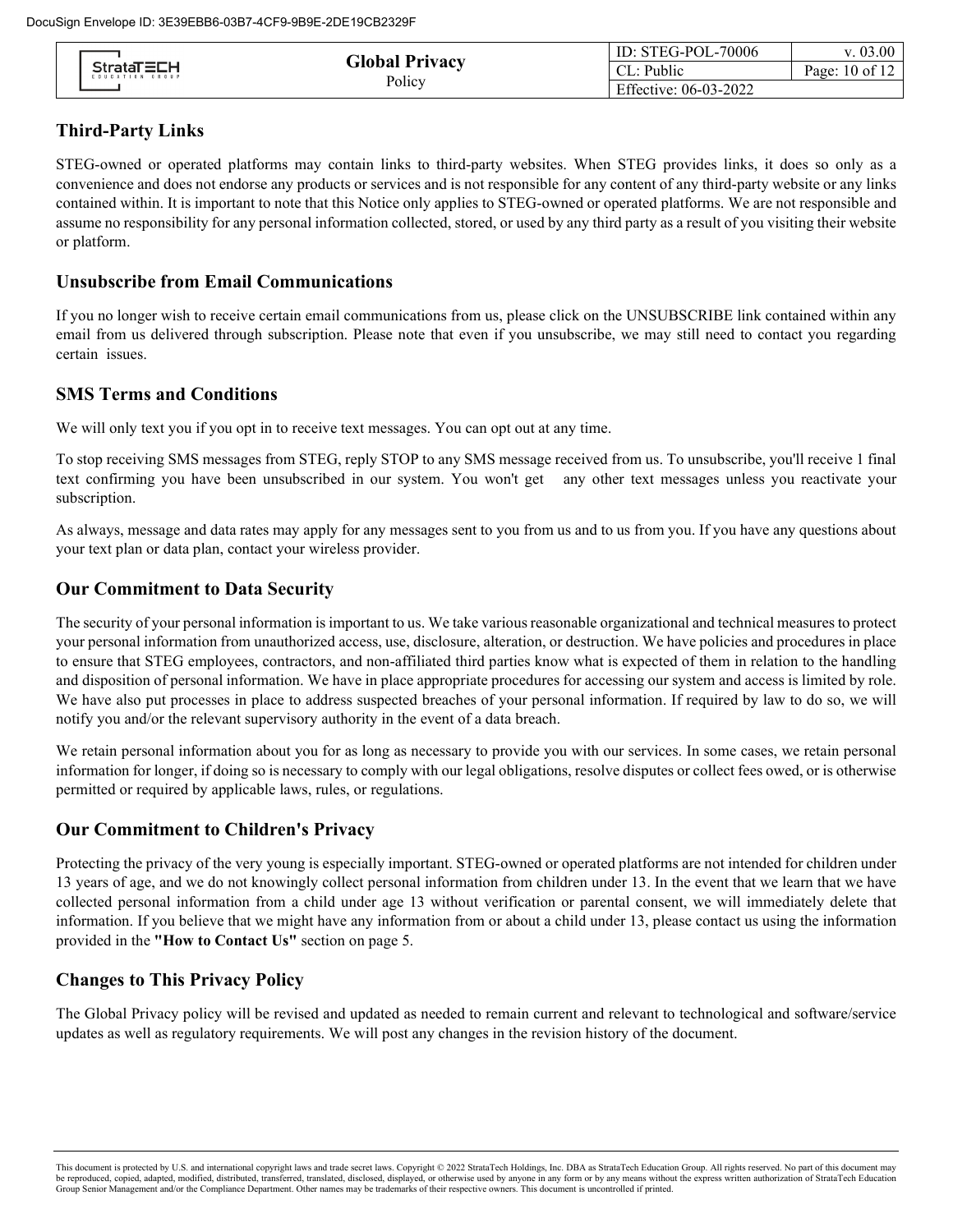## Third-Party Links

STEG-owned or operated platforms may contain links to third-party websites. When STEG provides links, it does so only as a convenience and does not endorse any products or services and is not responsible for any content of any third-party website or any links contained within. It is important to note that this Notice only applies to STEG-owned or operated platforms. We are not responsible and assume no responsibility for any personal information collected, stored, or used by any third party as a result of you visiting their website or platform.

## Unsubscribe from Email Communications

If you no longer wish to receive certain email communications from us, please click on the UNSUBSCRIBE link contained within any email from us delivered through subscription. Please note that even if you unsubscribe, we may still need to contact you regarding certain issues.

## SMS Terms and Conditions

We will only text you if you opt in to receive text messages. You can opt out at any time.

To stop receiving SMS messages from STEG, reply STOP to any SMS message received from us. To unsubscribe, you'll receive 1 final text confirming you have been unsubscribed in our system. You won't get any other text messages unless you reactivate your subscription.

As always, message and data rates may apply for any messages sent to you from us and to us from you. If you have any questions about your text plan or data plan, contact your wireless provider.

## Our Commitment to Data Security

The security of your personal information is important to us. We take various reasonable organizational and technical measures to protect your personal information from unauthorized access, use, disclosure, alteration, or destruction. We have policies and procedures in place to ensure that STEG employees, contractors, and non-affiliated third parties know what is expected of them in relation to the handling and disposition of personal information. We have in place appropriate procedures for accessing our system and access is limited by role. We have also put processes in place to address suspected breaches of your personal information. If required by law to do so, we will notify you and/or the relevant supervisory authority in the event of a data breach.

We retain personal information about you for as long as necessary to provide you with our services. In some cases, we retain personal information for longer, if doing so is necessary to comply with our legal obligations, resolve disputes or collect fees owed, or is otherwise permitted or required by applicable laws, rules, or regulations.

## Our Commitment to Children's Privacy

Protecting the privacy of the very young is especially important. STEG-owned or operated platforms are not intended for children under 13 years of age, and we do not knowingly collect personal information from children under 13. In the event that we learn that we have collected personal information from a child under age 13 without verification or parental consent, we will immediately delete that information. If you believe that we might have any information from or about a child under 13, please contact us using the information provided in the **"How to Contact Us"** section on page 5.

## Changes to This Privacy Policy

The Global Privacy policy will be revised and updated as needed to remain current and relevant to technological and software/service updates as well as regulatory requirements. We will post any changes in the revision history of the document.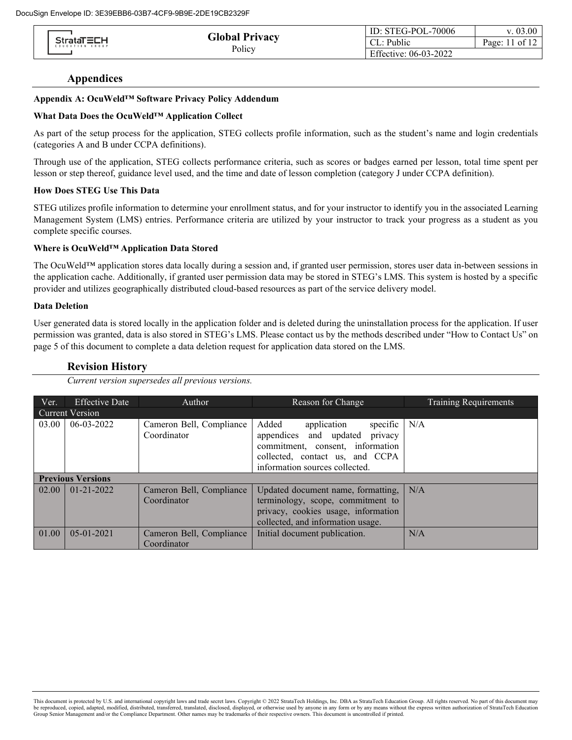## Appendices

**Appendix A: OcuWeld™ Software Privacy Policy Addendum**

**What Data Does the OcuWeld™ Application Collect**

As part of the setup process for the application, STEG collects profile information, such as the student's name and login credentials (categories A and B under CCPA definitions).

Through use of the application, STEG collects performance criteria, such as scores or badges earned per lesson, total time spent per lesson or step thereof, guidance level used, and the time and date of lesson completion (category J under CCPA definition).

**How Does STEG Use This Data**

STEG utilizes profile information to determine your enrollment status, and for your instructor to identify you in the associated Learning Management System (LMS) entries. Performance criteria are utilized by your instructor to track your progress as a student as you complete specific courses.

**Where is OcuWeld™ Application Data Stored**

The OcuWeld™ application stores data locally during a session and, if granted user permission, stores user data in-between sessions in the application cache. Additionally, if granted user permission data may be stored in STEG's LMS. This system is hosted by a specific provider and utilizes geographically distributed cloud-based resources as part of the service delivery model.

**Data Deletion**

User generated data is stored locally in the application folder and is deleted during the uninstallation process for the application. If user permission was granted, data is also stored in STEG's LMS. Please contact us by the methods described under "How to Contact Us" on page 5 of this document to complete a data deletion request for application data stored on the LMS.

## Revision History

*Current version supersedes all previous versions.*

| Ver. | Effective Date | Author | Reason for Change | Training Requirements |
|---|---|---|---|---|
| Current Version | | | | |
| 03.00 | 06-03-2022 | Cameron Bell, Compliance Coordinator | Added application specific appendices and updated privacy commitment, consent, information collected, contact us, and CCPA information sources collected. | N/A |
| **Previous Versions** | | | | |
| 02.00 | 01-21-2022 | Cameron Bell, Compliance Coordinator | Updated document name, formatting, terminology, scope, commitment to privacy, cookies usage, information collected, and information usage. | N/A |
| 01.00 | 05-01-2021 | Cameron Bell, Compliance Coordinator | Initial document publication. | N/A |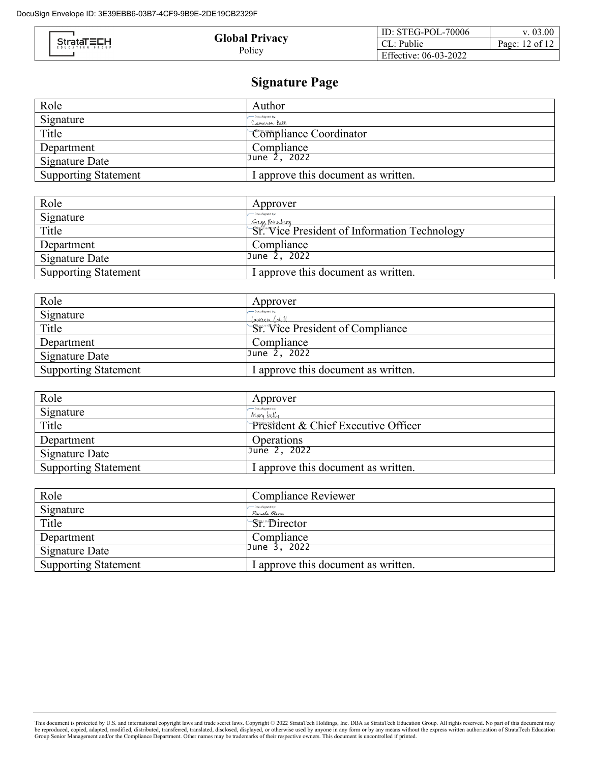## Signature Page

| | |
|---|---|
| Role | Author |
| Signature | DocuSigned by: Cameron Bell |
| Title | Compliance Coordinator |
| Department | Compliance |
| Signature Date | June 2, 2022 |
| Supporting Statement | I approve this document as written. |

| | |
|---|---|
| Role | Approver |
| Signature | DocuSigned by: Gregg Kreuzberg |
| Title | Sr. Vice President of Information Technology |
| Department | Compliance |
| Signature Date | June 2, 2022 |
| Supporting Statement | I approve this document as written. |

| | |
|---|---|
| Role | Approver |
| Signature | DocuSigned by: Lauren Cahill |
| Title | Sr. Vice President of Compliance |
| Department | Compliance |
| Signature Date | June 2, 2022 |
| Supporting Statement | I approve this document as written. |

| | |
|---|---|
| Role | Approver |
| Signature | DocuSigned by: Mary Kelly |
| Title | President & Chief Executive Officer |
| Department | Operations |
| Signature Date | June 2, 2022 |
| Supporting Statement | I approve this document as written. |

| | |
|---|---|
| Role | Compliance Reviewer |
| Signature | DocuSigned by: Pamela Oliver |
| Title | Sr. Director |
| Department | Compliance |
| Signature Date | June 3, 2022 |
| Supporting Statement | I approve this document as written. |